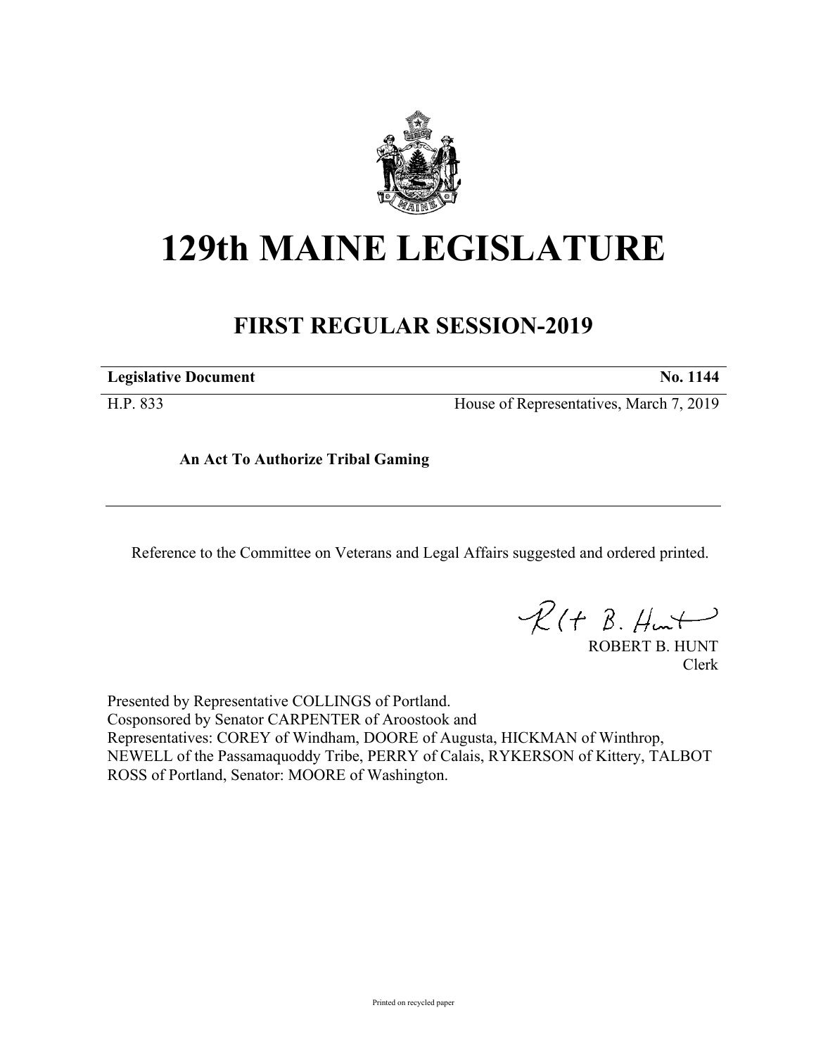# 129th MAINE LEGISLATURE

## FIRST REGULAR SESSION-2019

**Legislative Document** **No. 1144**

H.P. 833 House of Representatives, March 7, 2019

**An Act To Authorize Tribal Gaming**

Reference to the Committee on Veterans and Legal Affairs suggested and ordered printed.

ROBERT B. HUNT
Clerk

Presented by Representative COLLINGS of Portland.
Cosponsored by Senator CARPENTER of Aroostook and
Representatives: COREY of Windham, DOORE of Augusta, HICKMAN of Winthrop, NEWELL of the Passamaquoddy Tribe, PERRY of Calais, RYKERSON of Kittery, TALBOT ROSS of Portland, Senator: MOORE of Washington.

Printed on recycled paper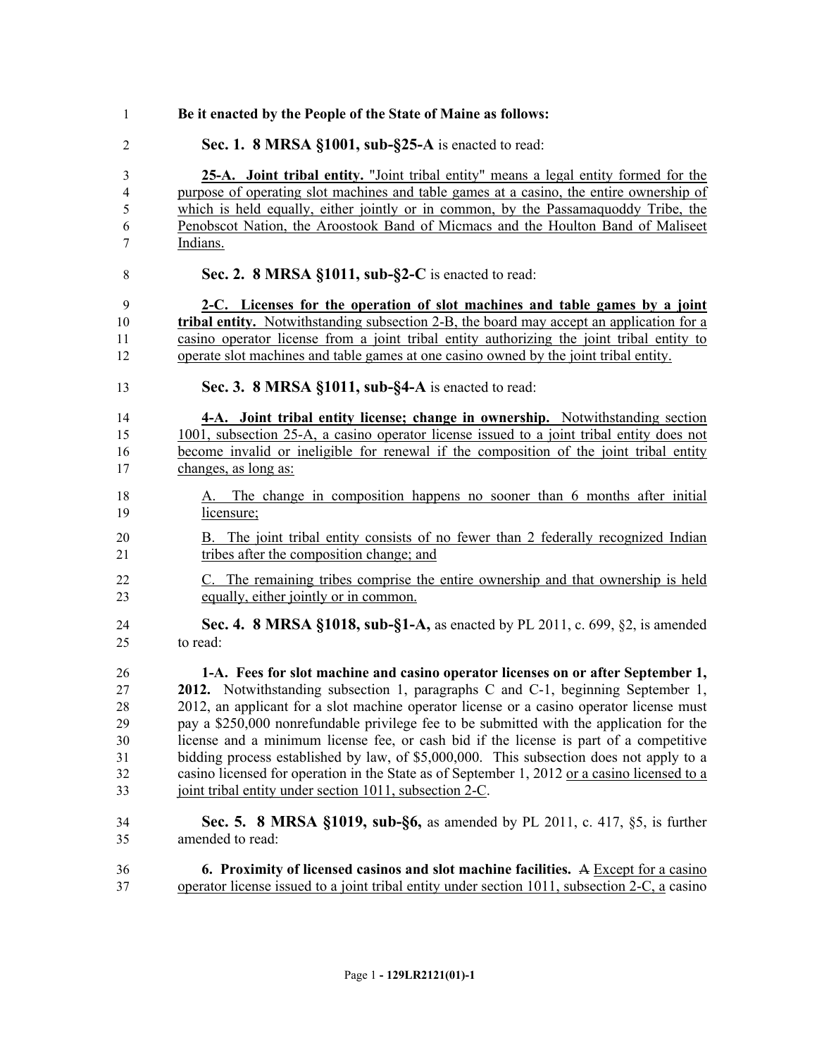**Be it enacted by the People of the State of Maine as follows:**

**Sec. 1. 8 MRSA §1001, sub-§25-A** is enacted to read:

**25-A. Joint tribal entity.** "Joint tribal entity" means a legal entity formed for the purpose of operating slot machines and table games at a casino, the entire ownership of which is held equally, either jointly or in common, by the Passamaquoddy Tribe, the Penobscot Nation, the Aroostook Band of Micmacs and the Houlton Band of Maliseet Indians.

**Sec. 2. 8 MRSA §1011, sub-§2-C** is enacted to read:

**2-C. Licenses for the operation of slot machines and table games by a joint tribal entity.** Notwithstanding subsection 2-B, the board may accept an application for a casino operator license from a joint tribal entity authorizing the joint tribal entity to operate slot machines and table games at one casino owned by the joint tribal entity.

**Sec. 3. 8 MRSA §1011, sub-§4-A** is enacted to read:

**4-A. Joint tribal entity license; change in ownership.** Notwithstanding section 1001, subsection 25-A, a casino operator license issued to a joint tribal entity does not become invalid or ineligible for renewal if the composition of the joint tribal entity changes, as long as:

A. The change in composition happens no sooner than 6 months after initial licensure;

B. The joint tribal entity consists of no fewer than 2 federally recognized Indian tribes after the composition change; and

C. The remaining tribes comprise the entire ownership and that ownership is held equally, either jointly or in common.

**Sec. 4. 8 MRSA §1018, sub-§1-A,** as enacted by PL 2011, c. 699, §2, is amended to read:

**1-A. Fees for slot machine and casino operator licenses on or after September 1, 2012.** Notwithstanding subsection 1, paragraphs C and C-1, beginning September 1, 2012, an applicant for a slot machine operator license or a casino operator license must pay a $250,000 nonrefundable privilege fee to be submitted with the application for the license and a minimum license fee, or cash bid if the license is part of a competitive bidding process established by law, of $5,000,000. This subsection does not apply to a casino licensed for operation in the State as of September 1, 2012 or a casino licensed to a joint tribal entity under section 1011, subsection 2-C.

**Sec. 5. 8 MRSA §1019, sub-§6,** as amended by PL 2011, c. 417, §5, is further amended to read:

**6. Proximity of licensed casinos and slot machine facilities.** ~~A~~ Except for a casino operator license issued to a joint tribal entity under section 1011, subsection 2-C, a casino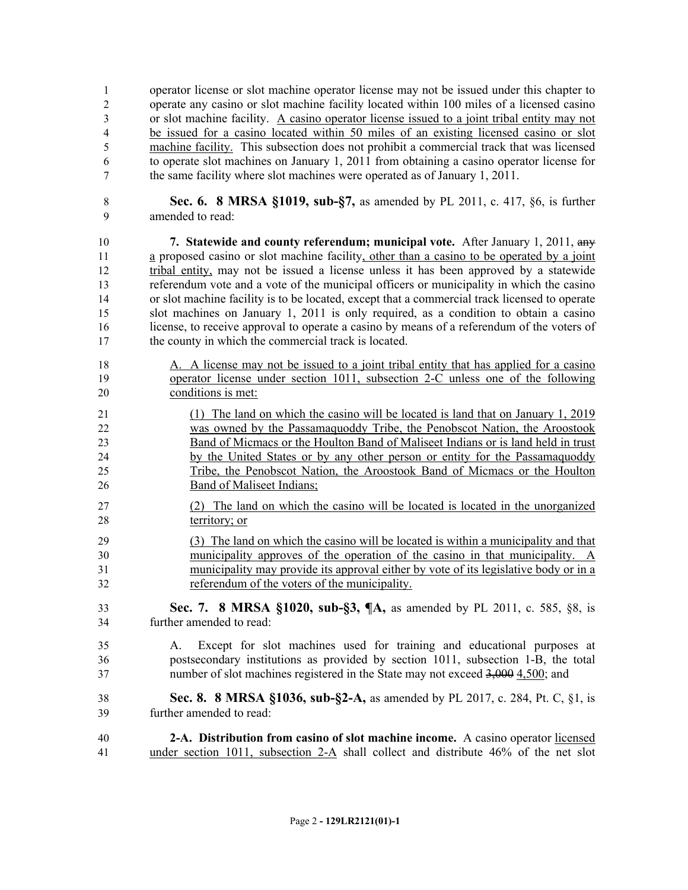operator license or slot machine operator license may not be issued under this chapter to operate any casino or slot machine facility located within 100 miles of a licensed casino or slot machine facility. A casino operator license issued to a joint tribal entity may not be issued for a casino located within 50 miles of an existing licensed casino or slot machine facility. This subsection does not prohibit a commercial track that was licensed to operate slot machines on January 1, 2011 from obtaining a casino operator license for the same facility where slot machines were operated as of January 1, 2011.

**Sec. 6. 8 MRSA §1019, sub-§7,** as amended by PL 2011, c. 417, §6, is further amended to read:

**7. Statewide and county referendum; municipal vote.** After January 1, 2011, ~~any~~ a proposed casino or slot machine facility, other than a casino to be operated by a joint tribal entity, may not be issued a license unless it has been approved by a statewide referendum vote and a vote of the municipal officers or municipality in which the casino or slot machine facility is to be located, except that a commercial track licensed to operate slot machines on January 1, 2011 is only required, as a condition to obtain a casino license, to receive approval to operate a casino by means of a referendum of the voters of the county in which the commercial track is located.

A. A license may not be issued to a joint tribal entity that has applied for a casino operator license under section 1011, subsection 2-C unless one of the following conditions is met:

(1) The land on which the casino will be located is land that on January 1, 2019 was owned by the Passamaquoddy Tribe, the Penobscot Nation, the Aroostook Band of Micmacs or the Houlton Band of Maliseet Indians or is land held in trust by the United States or by any other person or entity for the Passamaquoddy Tribe, the Penobscot Nation, the Aroostook Band of Micmacs or the Houlton Band of Maliseet Indians;

(2) The land on which the casino will be located is located in the unorganized territory; or

(3) The land on which the casino will be located is within a municipality and that municipality approves of the operation of the casino in that municipality. A municipality may provide its approval either by vote of its legislative body or in a referendum of the voters of the municipality.

**Sec. 7. 8 MRSA §1020, sub-§3, ¶A,** as amended by PL 2011, c. 585, §8, is further amended to read:

A. Except for slot machines used for training and educational purposes at postsecondary institutions as provided by section 1011, subsection 1-B, the total number of slot machines registered in the State may not exceed ~~3,000~~ 4,500; and

**Sec. 8. 8 MRSA §1036, sub-§2-A,** as amended by PL 2017, c. 284, Pt. C, §1, is further amended to read:

**2-A. Distribution from casino of slot machine income.** A casino operator licensed under section 1011, subsection 2-A shall collect and distribute 46% of the net slot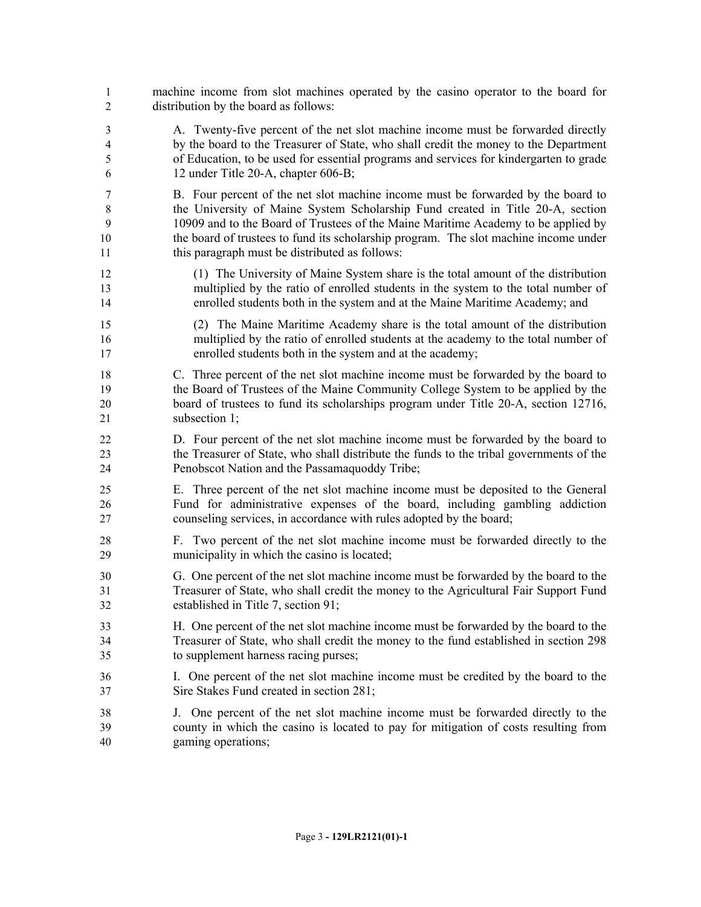machine income from slot machines operated by the casino operator to the board for distribution by the board as follows:

A. Twenty-five percent of the net slot machine income must be forwarded directly by the board to the Treasurer of State, who shall credit the money to the Department of Education, to be used for essential programs and services for kindergarten to grade 12 under Title 20-A, chapter 606-B;

B. Four percent of the net slot machine income must be forwarded by the board to the University of Maine System Scholarship Fund created in Title 20-A, section 10909 and to the Board of Trustees of the Maine Maritime Academy to be applied by the board of trustees to fund its scholarship program. The slot machine income under this paragraph must be distributed as follows:

(1) The University of Maine System share is the total amount of the distribution multiplied by the ratio of enrolled students in the system to the total number of enrolled students both in the system and at the Maine Maritime Academy; and

(2) The Maine Maritime Academy share is the total amount of the distribution multiplied by the ratio of enrolled students at the academy to the total number of enrolled students both in the system and at the academy;

C. Three percent of the net slot machine income must be forwarded by the board to the Board of Trustees of the Maine Community College System to be applied by the board of trustees to fund its scholarships program under Title 20-A, section 12716, subsection 1;

D. Four percent of the net slot machine income must be forwarded by the board to the Treasurer of State, who shall distribute the funds to the tribal governments of the Penobscot Nation and the Passamaquoddy Tribe;

E. Three percent of the net slot machine income must be deposited to the General Fund for administrative expenses of the board, including gambling addiction counseling services, in accordance with rules adopted by the board;

F. Two percent of the net slot machine income must be forwarded directly to the municipality in which the casino is located;

G. One percent of the net slot machine income must be forwarded by the board to the Treasurer of State, who shall credit the money to the Agricultural Fair Support Fund established in Title 7, section 91;

H. One percent of the net slot machine income must be forwarded by the board to the Treasurer of State, who shall credit the money to the fund established in section 298 to supplement harness racing purses;

I. One percent of the net slot machine income must be credited by the board to the Sire Stakes Fund created in section 281;

J. One percent of the net slot machine income must be forwarded directly to the county in which the casino is located to pay for mitigation of costs resulting from gaming operations;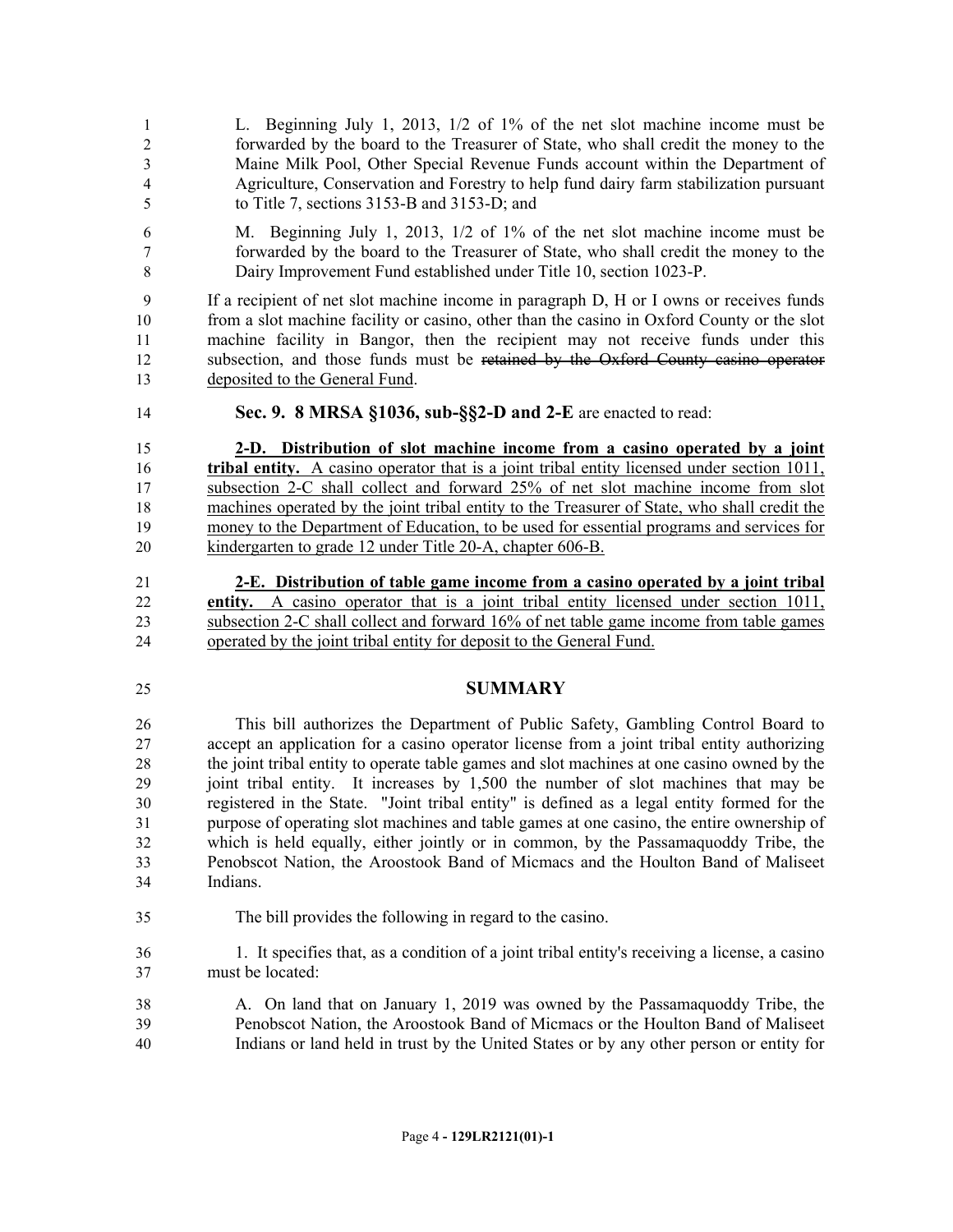L. Beginning July 1, 2013, 1/2 of 1% of the net slot machine income must be forwarded by the board to the Treasurer of State, who shall credit the money to the Maine Milk Pool, Other Special Revenue Funds account within the Department of Agriculture, Conservation and Forestry to help fund dairy farm stabilization pursuant to Title 7, sections 3153-B and 3153-D; and

M. Beginning July 1, 2013, 1/2 of 1% of the net slot machine income must be forwarded by the board to the Treasurer of State, who shall credit the money to the Dairy Improvement Fund established under Title 10, section 1023-P.

If a recipient of net slot machine income in paragraph D, H or I owns or receives funds from a slot machine facility or casino, other than the casino in Oxford County or the slot machine facility in Bangor, then the recipient may not receive funds under this subsection, and those funds must be ~~retained by the Oxford County casino operator~~ <u>deposited to the General Fund</u>.

**Sec. 9. 8 MRSA §1036, sub-§§2-D and 2-E** are enacted to read:

<u>**2-D. Distribution of slot machine income from a casino operated by a joint tribal entity.** A casino operator that is a joint tribal entity licensed under section 1011, subsection 2-C shall collect and forward 25% of net slot machine income from slot machines operated by the joint tribal entity to the Treasurer of State, who shall credit the money to the Department of Education, to be used for essential programs and services for kindergarten to grade 12 under Title 20-A, chapter 606-B.</u>

<u>**2-E. Distribution of table game income from a casino operated by a joint tribal entity.** A casino operator that is a joint tribal entity licensed under section 1011, subsection 2-C shall collect and forward 16% of net table game income from table games operated by the joint tribal entity for deposit to the General Fund.</u>

## SUMMARY

This bill authorizes the Department of Public Safety, Gambling Control Board to accept an application for a casino operator license from a joint tribal entity authorizing the joint tribal entity to operate table games and slot machines at one casino owned by the joint tribal entity. It increases by 1,500 the number of slot machines that may be registered in the State. "Joint tribal entity" is defined as a legal entity formed for the purpose of operating slot machines and table games at one casino, the entire ownership of which is held equally, either jointly or in common, by the Passamaquoddy Tribe, the Penobscot Nation, the Aroostook Band of Micmacs and the Houlton Band of Maliseet Indians.

The bill provides the following in regard to the casino.

1. It specifies that, as a condition of a joint tribal entity's receiving a license, a casino must be located:

A. On land that on January 1, 2019 was owned by the Passamaquoddy Tribe, the Penobscot Nation, the Aroostook Band of Micmacs or the Houlton Band of Maliseet Indians or land held in trust by the United States or by any other person or entity for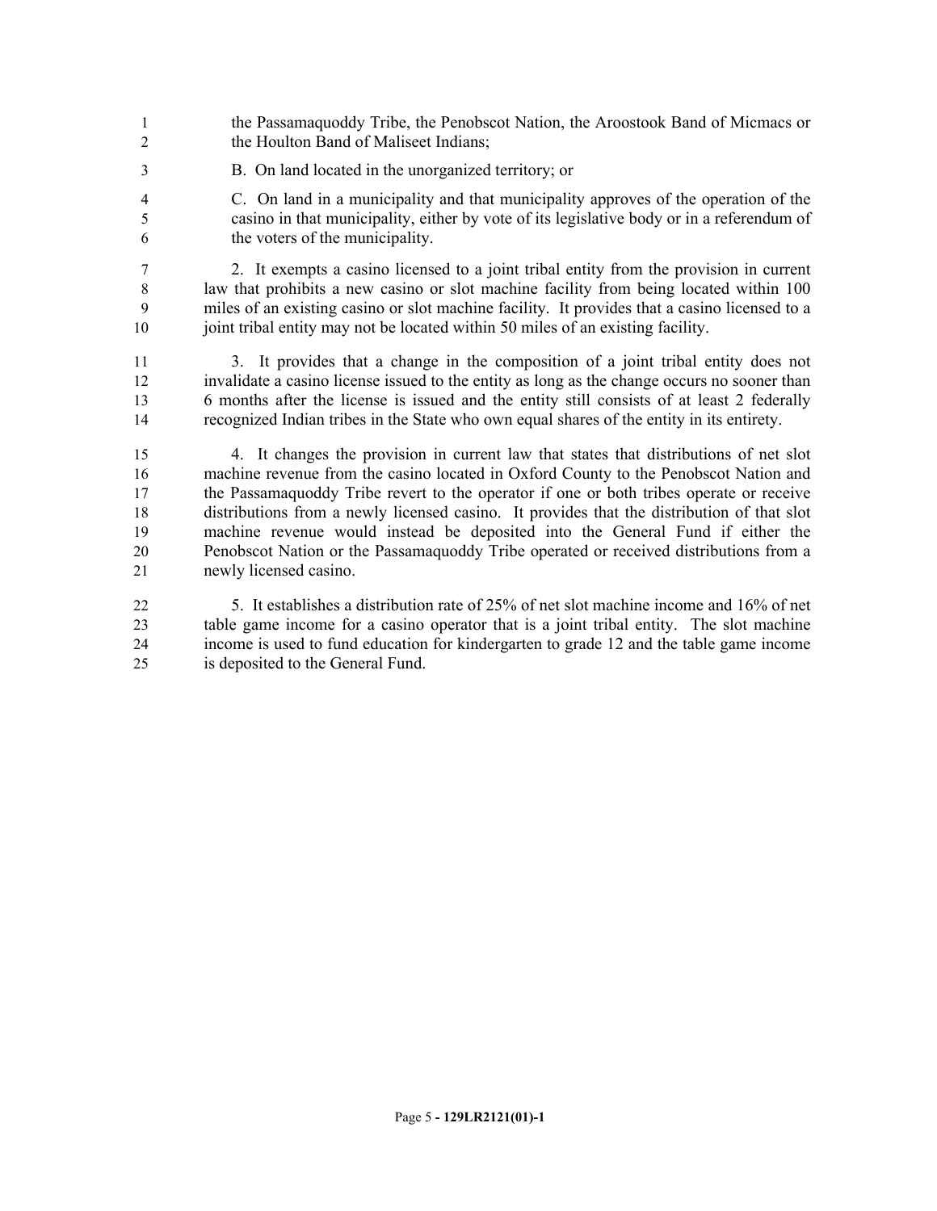the Passamaquoddy Tribe, the Penobscot Nation, the Aroostook Band of Micmacs or the Houlton Band of Maliseet Indians;

B. On land located in the unorganized territory; or

C. On land in a municipality and that municipality approves of the operation of the casino in that municipality, either by vote of its legislative body or in a referendum of the voters of the municipality.

2. It exempts a casino licensed to a joint tribal entity from the provision in current law that prohibits a new casino or slot machine facility from being located within 100 miles of an existing casino or slot machine facility. It provides that a casino licensed to a joint tribal entity may not be located within 50 miles of an existing facility.

3. It provides that a change in the composition of a joint tribal entity does not invalidate a casino license issued to the entity as long as the change occurs no sooner than 6 months after the license is issued and the entity still consists of at least 2 federally recognized Indian tribes in the State who own equal shares of the entity in its entirety.

4. It changes the provision in current law that states that distributions of net slot machine revenue from the casino located in Oxford County to the Penobscot Nation and the Passamaquoddy Tribe revert to the operator if one or both tribes operate or receive distributions from a newly licensed casino. It provides that the distribution of that slot machine revenue would instead be deposited into the General Fund if either the Penobscot Nation or the Passamaquoddy Tribe operated or received distributions from a newly licensed casino.

5. It establishes a distribution rate of 25% of net slot machine income and 16% of net table game income for a casino operator that is a joint tribal entity. The slot machine income is used to fund education for kindergarten to grade 12 and the table game income is deposited to the General Fund.